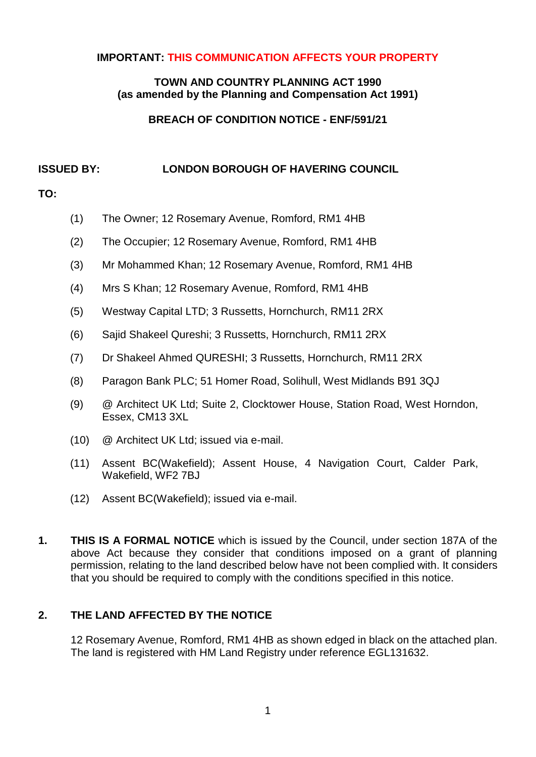**IMPORTANT: THIS COMMUNICATION AFFECTS YOUR PROPERTY**

**TOWN AND COUNTRY PLANNING ACT 1990**
**(as amended by the Planning and Compensation Act 1991)**

**BREACH OF CONDITION NOTICE - ENF/591/21**

**ISSUED BY:** **LONDON BOROUGH OF HAVERING COUNCIL**

**TO:**

(1) The Owner; 12 Rosemary Avenue, Romford, RM1 4HB

(2) The Occupier; 12 Rosemary Avenue, Romford, RM1 4HB

(3) Mr Mohammed Khan; 12 Rosemary Avenue, Romford, RM1 4HB

(4) Mrs S Khan; 12 Rosemary Avenue, Romford, RM1 4HB

(5) Westway Capital LTD; 3 Russetts, Hornchurch, RM11 2RX

(6) Sajid Shakeel Qureshi; 3 Russetts, Hornchurch, RM11 2RX

(7) Dr Shakeel Ahmed QURESHI; 3 Russetts, Hornchurch, RM11 2RX

(8) Paragon Bank PLC; 51 Homer Road, Solihull, West Midlands B91 3QJ

(9) @ Architect UK Ltd; Suite 2, Clocktower House, Station Road, West Horndon, Essex, CM13 3XL

(10) @ Architect UK Ltd; issued via e-mail.

(11) Assent BC(Wakefield); Assent House, 4 Navigation Court, Calder Park, Wakefield, WF2 7BJ

(12) Assent BC(Wakefield); issued via e-mail.

**1. THIS IS A FORMAL NOTICE** which is issued by the Council, under section 187A of the above Act because they consider that conditions imposed on a grant of planning permission, relating to the land described below have not been complied with. It considers that you should be required to comply with the conditions specified in this notice.

**2. THE LAND AFFECTED BY THE NOTICE**

12 Rosemary Avenue, Romford, RM1 4HB as shown edged in black on the attached plan. The land is registered with HM Land Registry under reference EGL131632.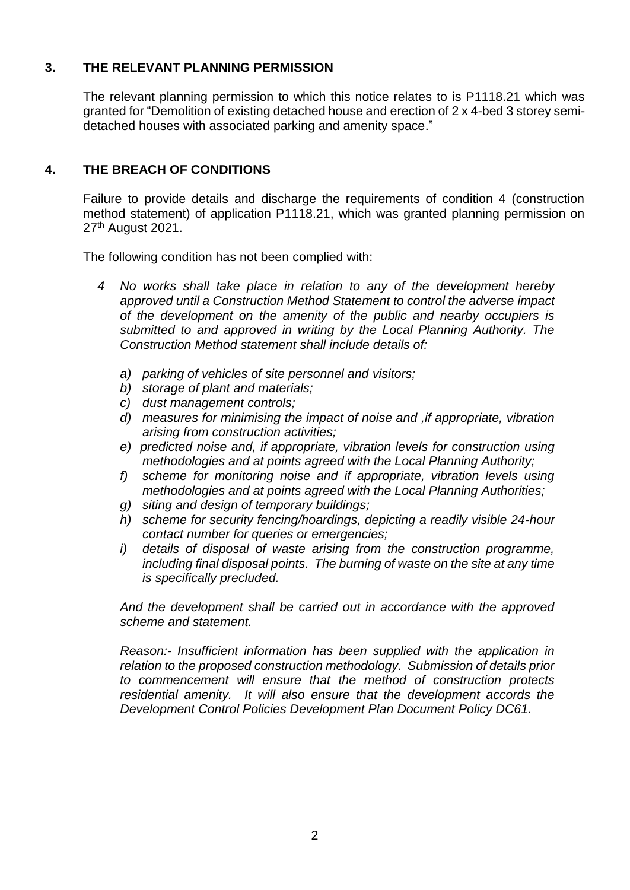## 3. THE RELEVANT PLANNING PERMISSION

The relevant planning permission to which this notice relates to is P1118.21 which was granted for "Demolition of existing detached house and erection of 2 x 4-bed 3 storey semi-detached houses with associated parking and amenity space."

## 4. THE BREACH OF CONDITIONS

Failure to provide details and discharge the requirements of condition 4 (construction method statement) of application P1118.21, which was granted planning permission on 27th August 2021.

The following condition has not been complied with:

*4 No works shall take place in relation to any of the development hereby approved until a Construction Method Statement to control the adverse impact of the development on the amenity of the public and nearby occupiers is submitted to and approved in writing by the Local Planning Authority. The Construction Method statement shall include details of:*

- *a) parking of vehicles of site personnel and visitors;*
- *b) storage of plant and materials;*
- *c) dust management controls;*
- *d) measures for minimising the impact of noise and ,if appropriate, vibration arising from construction activities;*
- *e) predicted noise and, if appropriate, vibration levels for construction using methodologies and at points agreed with the Local Planning Authority;*
- *f) scheme for monitoring noise and if appropriate, vibration levels using methodologies and at points agreed with the Local Planning Authorities;*
- *g) siting and design of temporary buildings;*
- *h) scheme for security fencing/hoardings, depicting a readily visible 24-hour contact number for queries or emergencies;*
- *i) details of disposal of waste arising from the construction programme, including final disposal points. The burning of waste on the site at any time is specifically precluded.*

*And the development shall be carried out in accordance with the approved scheme and statement.*

*Reason:- Insufficient information has been supplied with the application in relation to the proposed construction methodology. Submission of details prior to commencement will ensure that the method of construction protects residential amenity. It will also ensure that the development accords the Development Control Policies Development Plan Document Policy DC61.*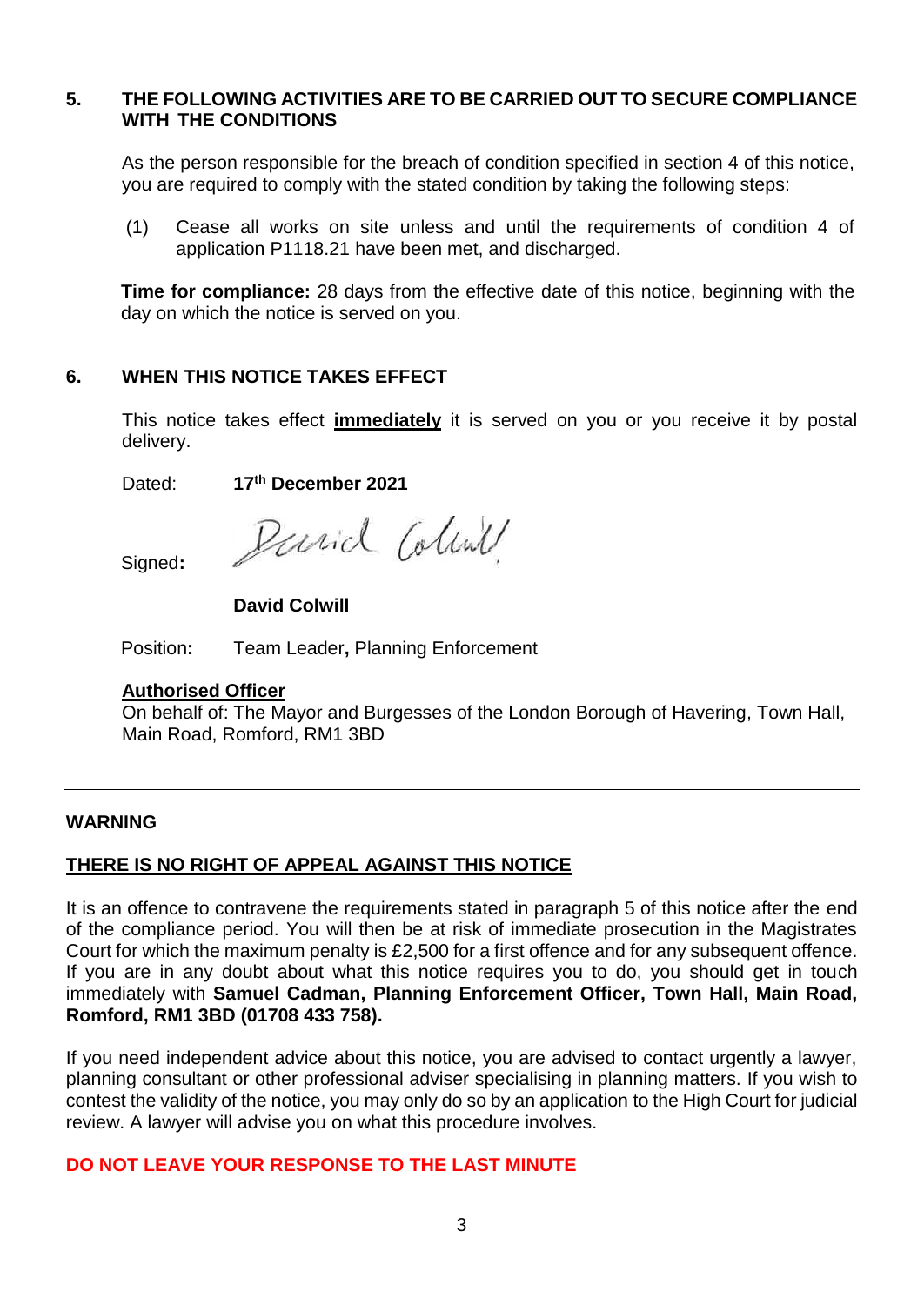## 5. THE FOLLOWING ACTIVITIES ARE TO BE CARRIED OUT TO SECURE COMPLIANCE WITH THE CONDITIONS

As the person responsible for the breach of condition specified in section 4 of this notice, you are required to comply with the stated condition by taking the following steps:

(1) Cease all works on site unless and until the requirements of condition 4 of application P1118.21 have been met, and discharged.

**Time for compliance:** 28 days from the effective date of this notice, beginning with the day on which the notice is served on you.

## 6. WHEN THIS NOTICE TAKES EFFECT

This notice takes effect **immediately** it is served on you or you receive it by postal delivery.

Dated: **17th December 2021**

Signed: David Colwill

**David Colwill**

Position**:** Team Leader**,** Planning Enforcement

**Authorised Officer**
On behalf of: The Mayor and Burgesses of the London Borough of Havering, Town Hall, Main Road, Romford, RM1 3BD

---

**WARNING**

**THERE IS NO RIGHT OF APPEAL AGAINST THIS NOTICE**

It is an offence to contravene the requirements stated in paragraph 5 of this notice after the end of the compliance period. You will then be at risk of immediate prosecution in the Magistrates Court for which the maximum penalty is £2,500 for a first offence and for any subsequent offence. If you are in any doubt about what this notice requires you to do, you should get in touch immediately with **Samuel Cadman, Planning Enforcement Officer, Town Hall, Main Road, Romford, RM1 3BD (01708 433 758).**

If you need independent advice about this notice, you are advised to contact urgently a lawyer, planning consultant or other professional adviser specialising in planning matters. If you wish to contest the validity of the notice, you may only do so by an application to the High Court for judicial review. A lawyer will advise you on what this procedure involves.

**DO NOT LEAVE YOUR RESPONSE TO THE LAST MINUTE**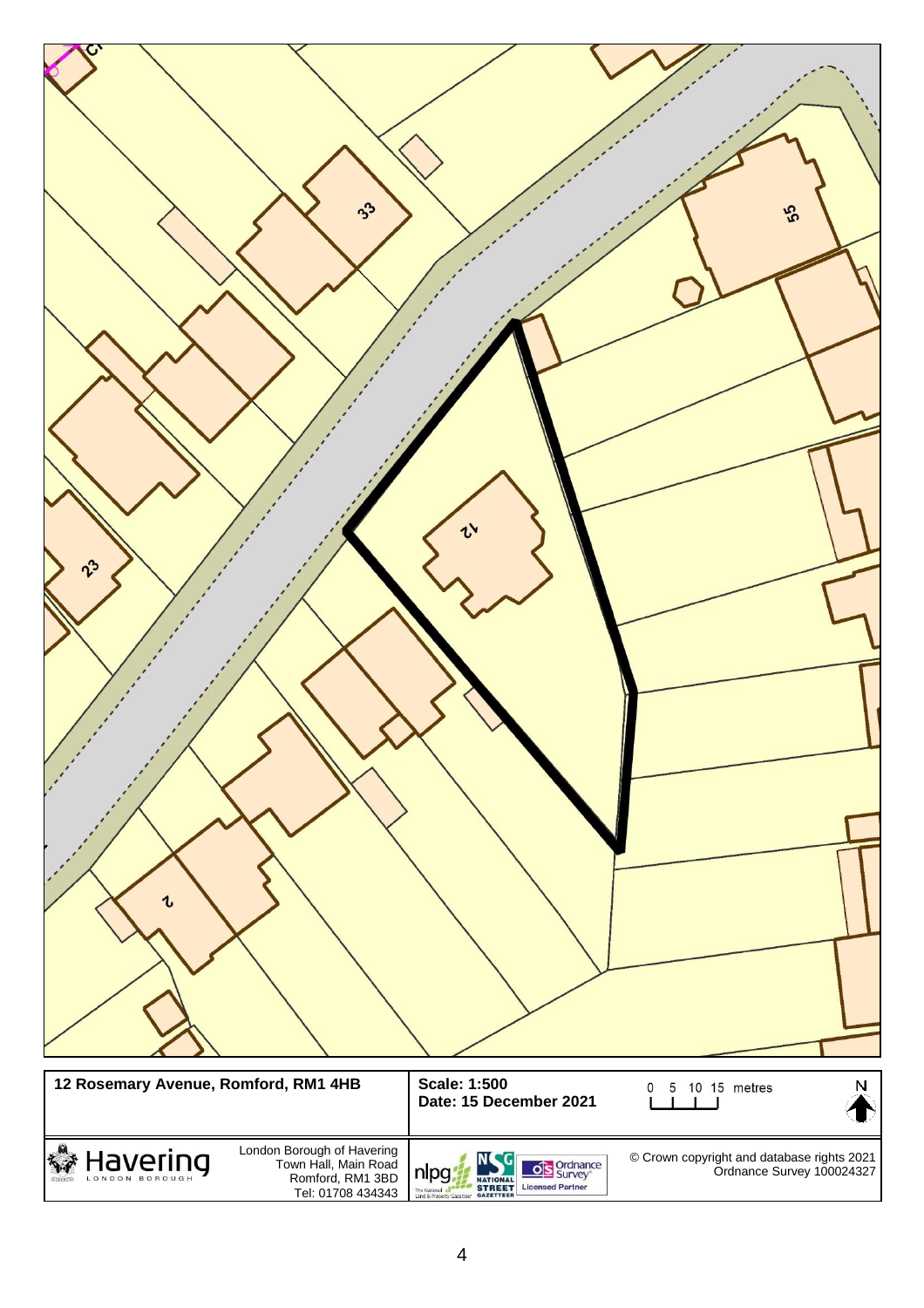33

55

12

23

2

| | | |
|---|---|---|
| **12 Rosemary Avenue, Romford, RM1 4HB** | **Scale: 1:500**<br>**Date: 15 December 2021** | 0 5 10 15 metres<br>N |
| Havering LONDON BOROUGH<br>London Borough of Havering<br>Town Hall, Main Road<br>Romford, RM1 3BD<br>Tel: 01708 434343 | nlpg NATIONAL STREET GAZETTEER Ordnance Survey Licensed Partner | © Crown copyright and database rights 2021<br>Ordnance Survey 100024327 |